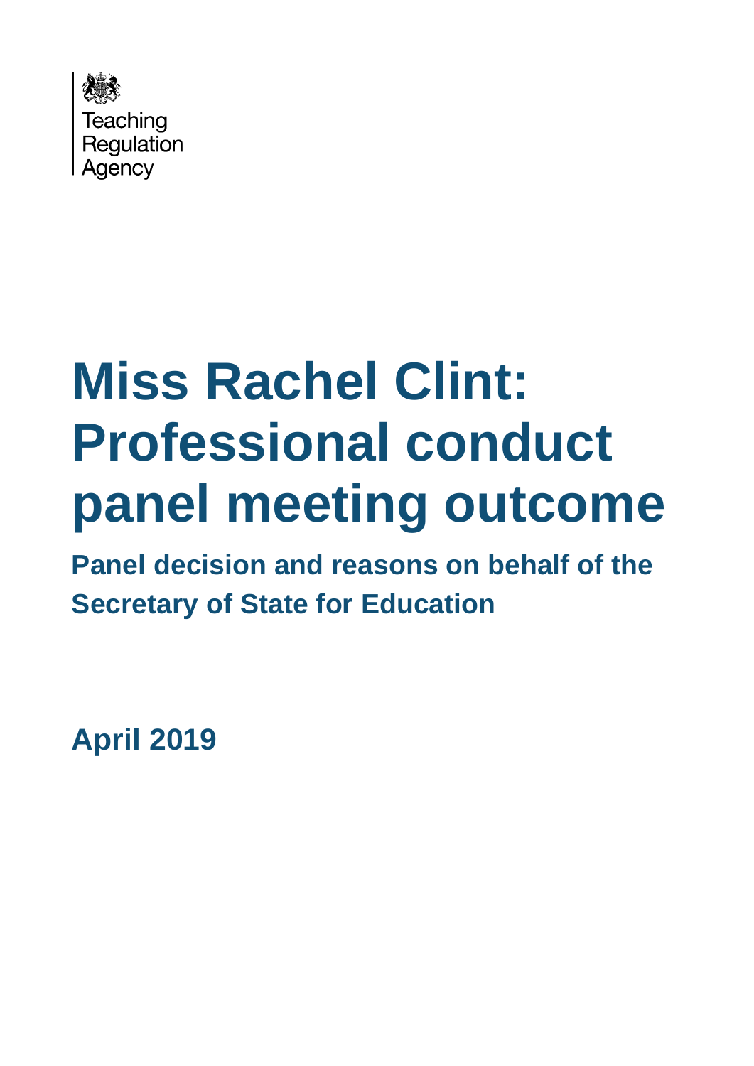Teaching Regulation Agency

# Miss Rachel Clint: Professional conduct panel meeting outcome

## Panel decision and reasons on behalf of the Secretary of State for Education

**April 2019**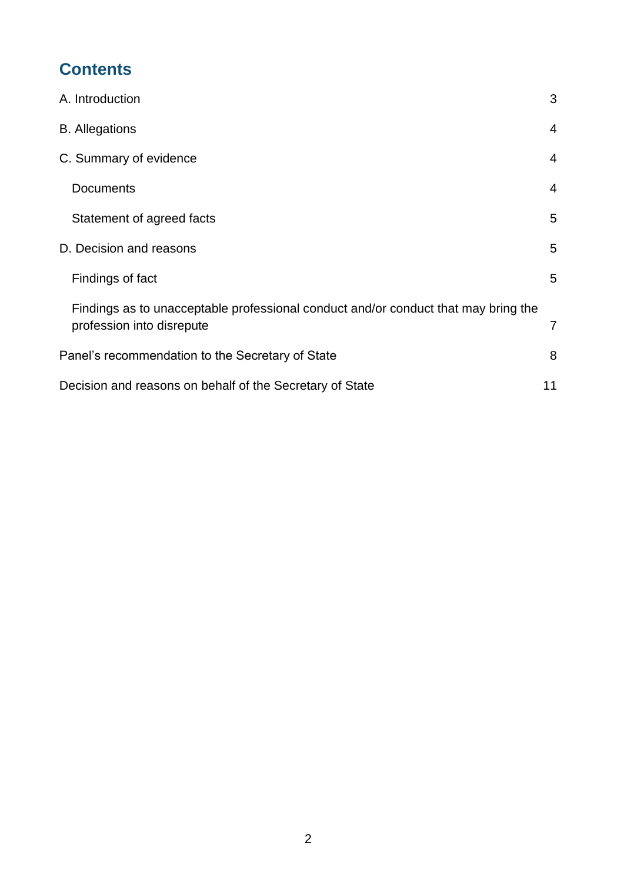# Contents

| | |
|---|---|
| A. Introduction | 3 |
| B. Allegations | 4 |
| C. Summary of evidence | 4 |
| Documents | 4 |
| Statement of agreed facts | 5 |
| D. Decision and reasons | 5 |
| Findings of fact | 5 |
| Findings as to unacceptable professional conduct and/or conduct that may bring the profession into disrepute | 7 |
| Panel's recommendation to the Secretary of State | 8 |
| Decision and reasons on behalf of the Secretary of State | 11 |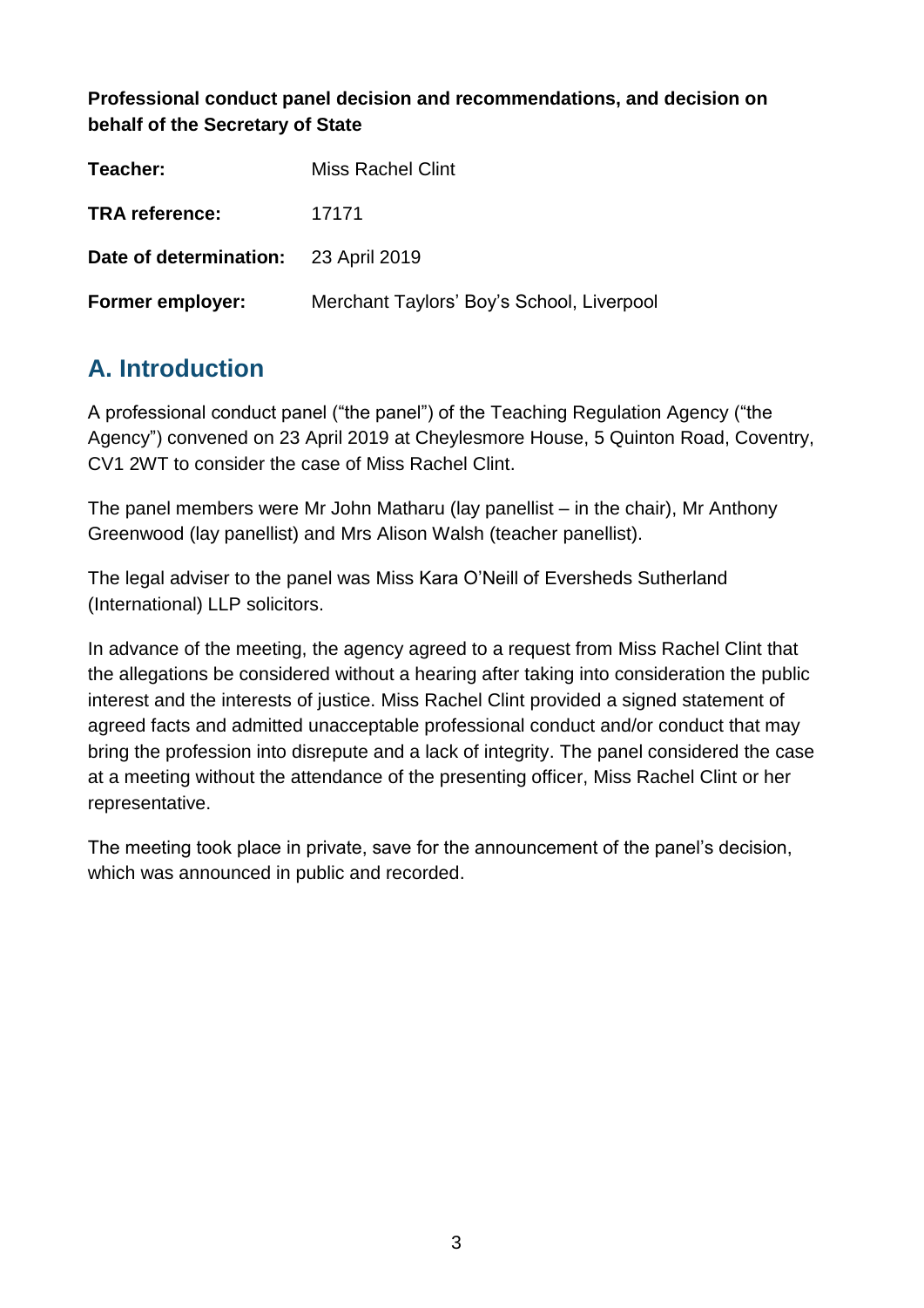**Professional conduct panel decision and recommendations, and decision on behalf of the Secretary of State**

| | |
|---|---|
| **Teacher:** | Miss Rachel Clint |
| **TRA reference:** | 17171 |
| **Date of determination:** | 23 April 2019 |
| **Former employer:** | Merchant Taylors' Boy's School, Liverpool |

## A. Introduction

A professional conduct panel ("the panel") of the Teaching Regulation Agency ("the Agency") convened on 23 April 2019 at Cheylesmore House, 5 Quinton Road, Coventry, CV1 2WT to consider the case of Miss Rachel Clint.

The panel members were Mr John Matharu (lay panellist – in the chair), Mr Anthony Greenwood (lay panellist) and Mrs Alison Walsh (teacher panellist).

The legal adviser to the panel was Miss Kara O'Neill of Eversheds Sutherland (International) LLP solicitors.

In advance of the meeting, the agency agreed to a request from Miss Rachel Clint that the allegations be considered without a hearing after taking into consideration the public interest and the interests of justice. Miss Rachel Clint provided a signed statement of agreed facts and admitted unacceptable professional conduct and/or conduct that may bring the profession into disrepute and a lack of integrity. The panel considered the case at a meeting without the attendance of the presenting officer, Miss Rachel Clint or her representative.

The meeting took place in private, save for the announcement of the panel's decision, which was announced in public and recorded.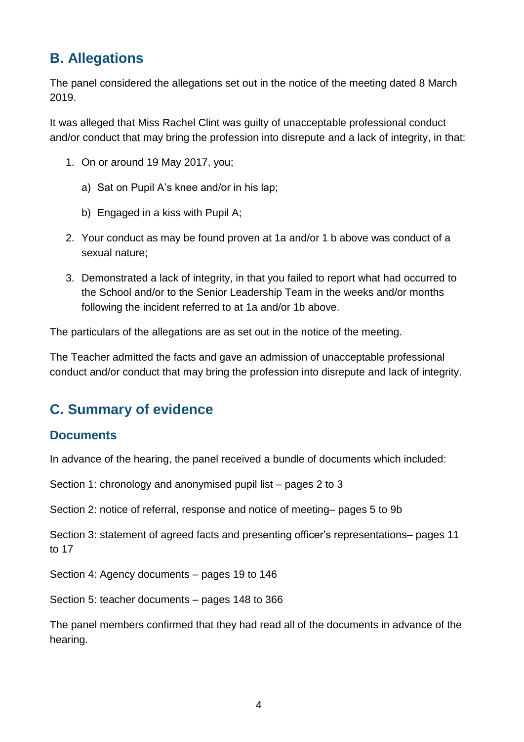## B. Allegations

The panel considered the allegations set out in the notice of the meeting dated 8 March 2019.

It was alleged that Miss Rachel Clint was guilty of unacceptable professional conduct and/or conduct that may bring the profession into disrepute and a lack of integrity, in that:

1. On or around 19 May 2017, you;
   a) Sat on Pupil A's knee and/or in his lap;
   b) Engaged in a kiss with Pupil A;
2. Your conduct as may be found proven at 1a and/or 1 b above was conduct of a sexual nature;
3. Demonstrated a lack of integrity, in that you failed to report what had occurred to the School and/or to the Senior Leadership Team in the weeks and/or months following the incident referred to at 1a and/or 1b above.

The particulars of the allegations are as set out in the notice of the meeting.

The Teacher admitted the facts and gave an admission of unacceptable professional conduct and/or conduct that may bring the profession into disrepute and lack of integrity.

## C. Summary of evidence

### Documents

In advance of the hearing, the panel received a bundle of documents which included:

Section 1: chronology and anonymised pupil list – pages 2 to 3

Section 2: notice of referral, response and notice of meeting– pages 5 to 9b

Section 3: statement of agreed facts and presenting officer's representations– pages 11 to 17

Section 4: Agency documents – pages 19 to 146

Section 5: teacher documents – pages 148 to 366

The panel members confirmed that they had read all of the documents in advance of the hearing.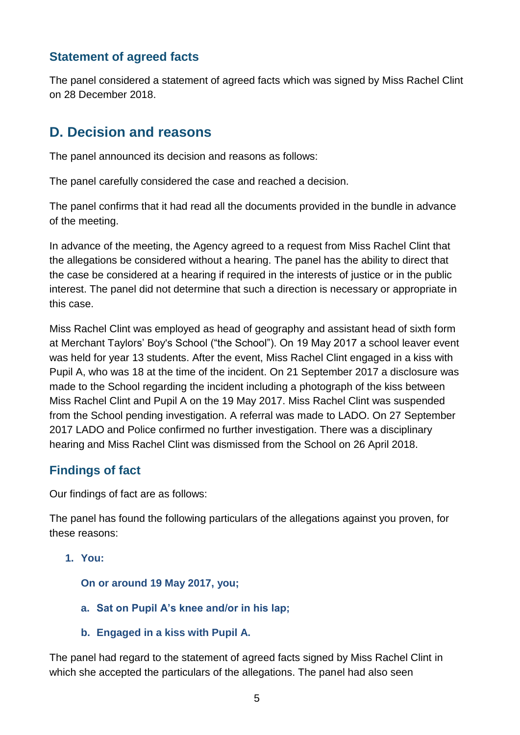### Statement of agreed facts

The panel considered a statement of agreed facts which was signed by Miss Rachel Clint on 28 December 2018.

## D. Decision and reasons

The panel announced its decision and reasons as follows:

The panel carefully considered the case and reached a decision.

The panel confirms that it had read all the documents provided in the bundle in advance of the meeting.

In advance of the meeting, the Agency agreed to a request from Miss Rachel Clint that the allegations be considered without a hearing. The panel has the ability to direct that the case be considered at a hearing if required in the interests of justice or in the public interest. The panel did not determine that such a direction is necessary or appropriate in this case.

Miss Rachel Clint was employed as head of geography and assistant head of sixth form at Merchant Taylors' Boy's School ("the School"). On 19 May 2017 a school leaver event was held for year 13 students. After the event, Miss Rachel Clint engaged in a kiss with Pupil A, who was 18 at the time of the incident. On 21 September 2017 a disclosure was made to the School regarding the incident including a photograph of the kiss between Miss Rachel Clint and Pupil A on the 19 May 2017. Miss Rachel Clint was suspended from the School pending investigation. A referral was made to LADO. On 27 September 2017 LADO and Police confirmed no further investigation. There was a disciplinary hearing and Miss Rachel Clint was dismissed from the School on 26 April 2018.

### Findings of fact

Our findings of fact are as follows:

The panel has found the following particulars of the allegations against you proven, for these reasons:

1. **You:**

   **On or around 19 May 2017, you;**

   a. **Sat on Pupil A's knee and/or in his lap;**

   b. **Engaged in a kiss with Pupil A.**

The panel had regard to the statement of agreed facts signed by Miss Rachel Clint in which she accepted the particulars of the allegations. The panel had also seen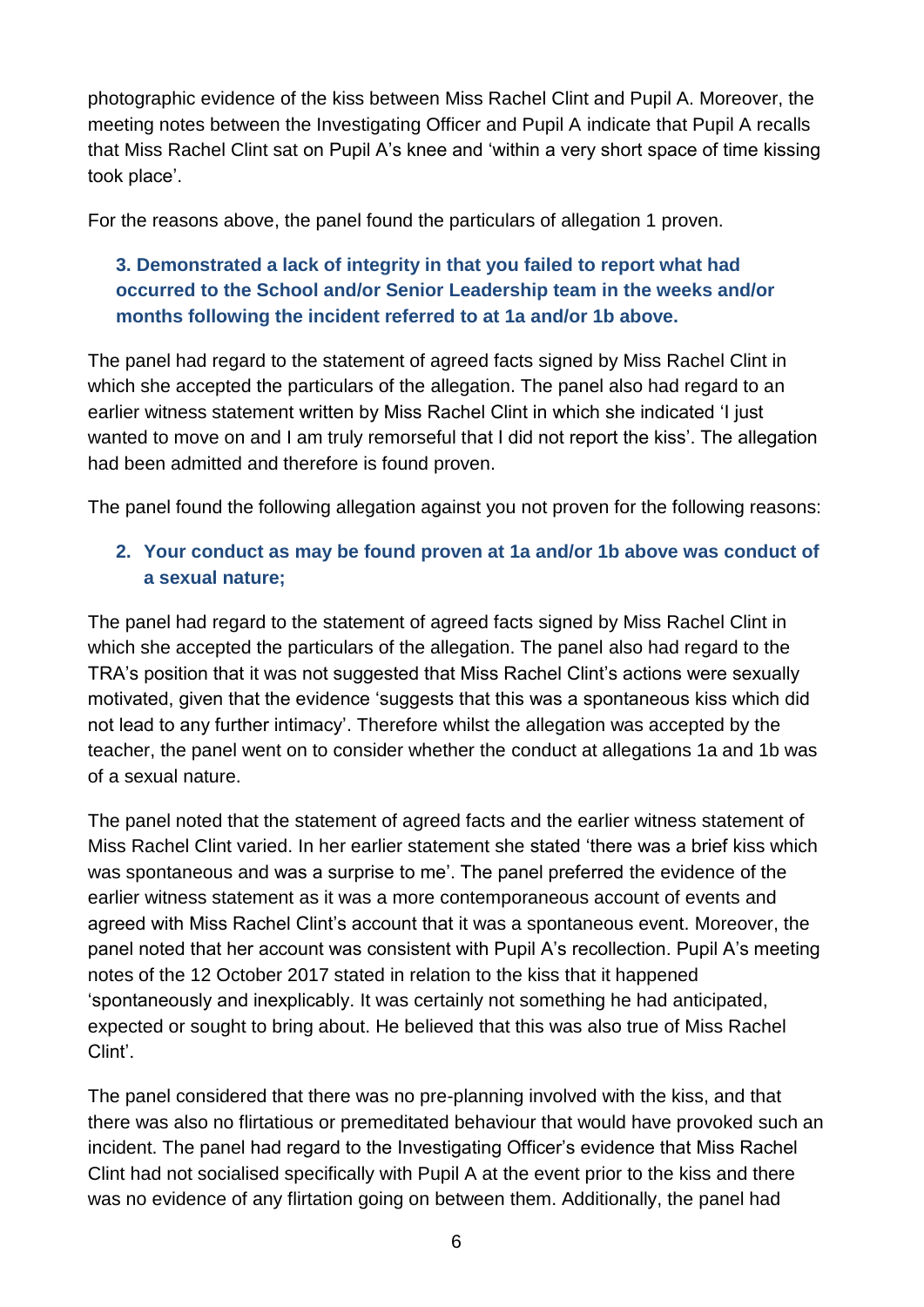photographic evidence of the kiss between Miss Rachel Clint and Pupil A. Moreover, the meeting notes between the Investigating Officer and Pupil A indicate that Pupil A recalls that Miss Rachel Clint sat on Pupil A's knee and 'within a very short space of time kissing took place'.

For the reasons above, the panel found the particulars of allegation 1 proven.

**3. Demonstrated a lack of integrity in that you failed to report what had occurred to the School and/or Senior Leadership team in the weeks and/or months following the incident referred to at 1a and/or 1b above.**

The panel had regard to the statement of agreed facts signed by Miss Rachel Clint in which she accepted the particulars of the allegation. The panel also had regard to an earlier witness statement written by Miss Rachel Clint in which she indicated 'I just wanted to move on and I am truly remorseful that I did not report the kiss'. The allegation had been admitted and therefore is found proven.

The panel found the following allegation against you not proven for the following reasons:

**2. Your conduct as may be found proven at 1a and/or 1b above was conduct of a sexual nature;**

The panel had regard to the statement of agreed facts signed by Miss Rachel Clint in which she accepted the particulars of the allegation. The panel also had regard to the TRA's position that it was not suggested that Miss Rachel Clint's actions were sexually motivated, given that the evidence 'suggests that this was a spontaneous kiss which did not lead to any further intimacy'. Therefore whilst the allegation was accepted by the teacher, the panel went on to consider whether the conduct at allegations 1a and 1b was of a sexual nature.

The panel noted that the statement of agreed facts and the earlier witness statement of Miss Rachel Clint varied. In her earlier statement she stated 'there was a brief kiss which was spontaneous and was a surprise to me'. The panel preferred the evidence of the earlier witness statement as it was a more contemporaneous account of events and agreed with Miss Rachel Clint's account that it was a spontaneous event. Moreover, the panel noted that her account was consistent with Pupil A's recollection. Pupil A's meeting notes of the 12 October 2017 stated in relation to the kiss that it happened 'spontaneously and inexplicably. It was certainly not something he had anticipated, expected or sought to bring about. He believed that this was also true of Miss Rachel Clint'.

The panel considered that there was no pre-planning involved with the kiss, and that there was also no flirtatious or premeditated behaviour that would have provoked such an incident. The panel had regard to the Investigating Officer's evidence that Miss Rachel Clint had not socialised specifically with Pupil A at the event prior to the kiss and there was no evidence of any flirtation going on between them. Additionally, the panel had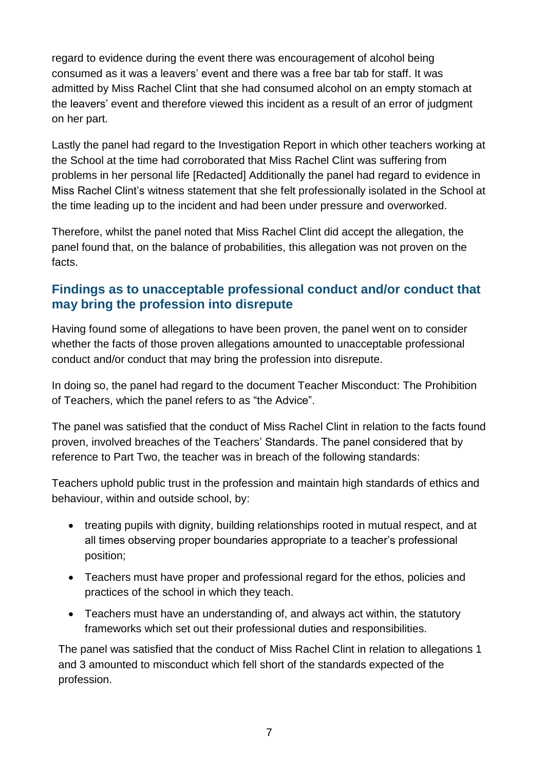regard to evidence during the event there was encouragement of alcohol being consumed as it was a leavers' event and there was a free bar tab for staff. It was admitted by Miss Rachel Clint that she had consumed alcohol on an empty stomach at the leavers' event and therefore viewed this incident as a result of an error of judgment on her part.

Lastly the panel had regard to the Investigation Report in which other teachers working at the School at the time had corroborated that Miss Rachel Clint was suffering from problems in her personal life [Redacted] Additionally the panel had regard to evidence in Miss Rachel Clint's witness statement that she felt professionally isolated in the School at the time leading up to the incident and had been under pressure and overworked.

Therefore, whilst the panel noted that Miss Rachel Clint did accept the allegation, the panel found that, on the balance of probabilities, this allegation was not proven on the facts.

## Findings as to unacceptable professional conduct and/or conduct that may bring the profession into disrepute

Having found some of allegations to have been proven, the panel went on to consider whether the facts of those proven allegations amounted to unacceptable professional conduct and/or conduct that may bring the profession into disrepute.

In doing so, the panel had regard to the document Teacher Misconduct: The Prohibition of Teachers, which the panel refers to as "the Advice".

The panel was satisfied that the conduct of Miss Rachel Clint in relation to the facts found proven, involved breaches of the Teachers' Standards. The panel considered that by reference to Part Two, the teacher was in breach of the following standards:

Teachers uphold public trust in the profession and maintain high standards of ethics and behaviour, within and outside school, by:

- treating pupils with dignity, building relationships rooted in mutual respect, and at all times observing proper boundaries appropriate to a teacher's professional position;
- Teachers must have proper and professional regard for the ethos, policies and practices of the school in which they teach.
- Teachers must have an understanding of, and always act within, the statutory frameworks which set out their professional duties and responsibilities.

The panel was satisfied that the conduct of Miss Rachel Clint in relation to allegations 1 and 3 amounted to misconduct which fell short of the standards expected of the profession.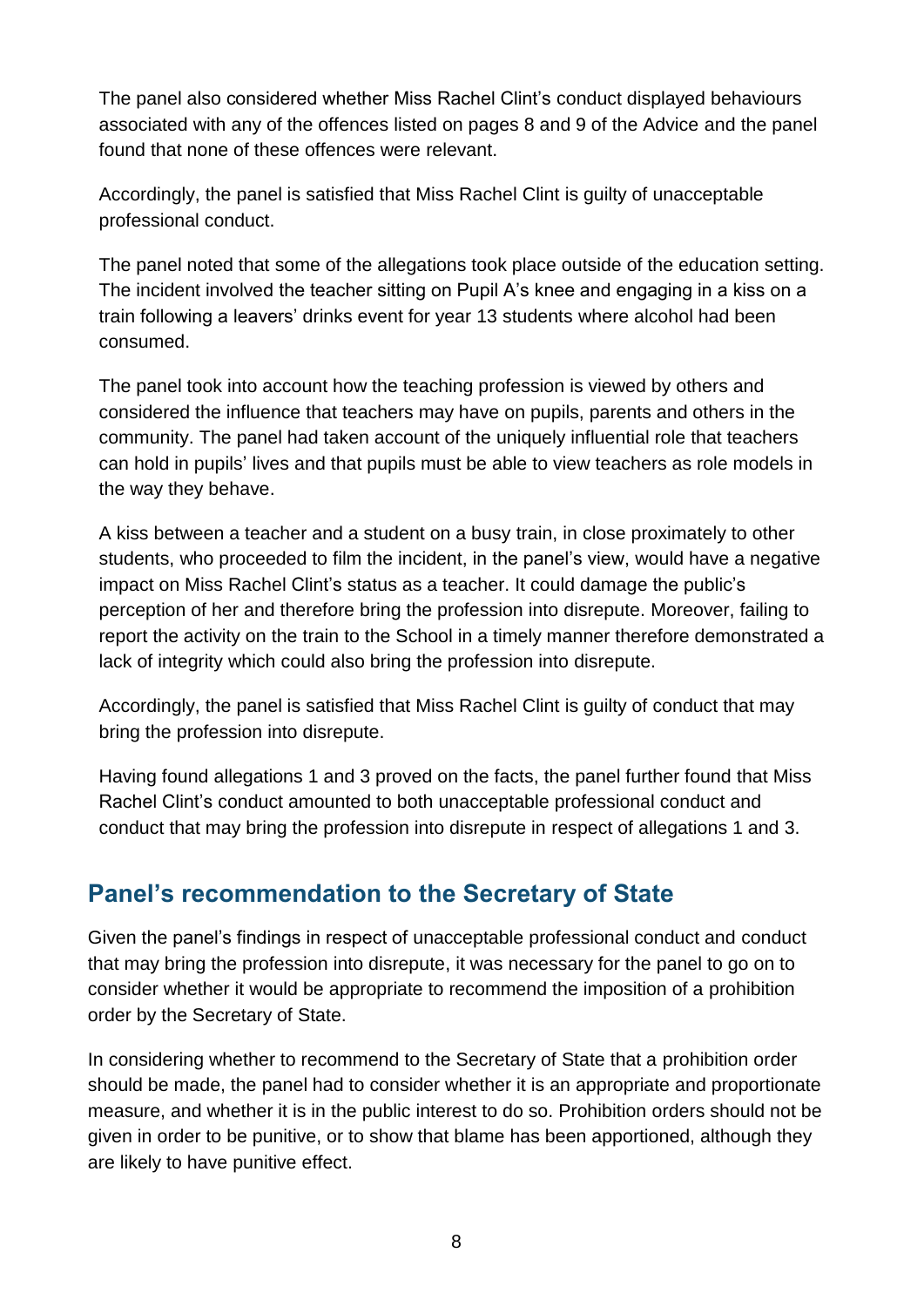The panel also considered whether Miss Rachel Clint's conduct displayed behaviours associated with any of the offences listed on pages 8 and 9 of the Advice and the panel found that none of these offences were relevant.

Accordingly, the panel is satisfied that Miss Rachel Clint is guilty of unacceptable professional conduct.

The panel noted that some of the allegations took place outside of the education setting. The incident involved the teacher sitting on Pupil A's knee and engaging in a kiss on a train following a leavers' drinks event for year 13 students where alcohol had been consumed.

The panel took into account how the teaching profession is viewed by others and considered the influence that teachers may have on pupils, parents and others in the community. The panel had taken account of the uniquely influential role that teachers can hold in pupils' lives and that pupils must be able to view teachers as role models in the way they behave.

A kiss between a teacher and a student on a busy train, in close proximately to other students, who proceeded to film the incident, in the panel's view, would have a negative impact on Miss Rachel Clint's status as a teacher. It could damage the public's perception of her and therefore bring the profession into disrepute. Moreover, failing to report the activity on the train to the School in a timely manner therefore demonstrated a lack of integrity which could also bring the profession into disrepute.

Accordingly, the panel is satisfied that Miss Rachel Clint is guilty of conduct that may bring the profession into disrepute.

Having found allegations 1 and 3 proved on the facts, the panel further found that Miss Rachel Clint's conduct amounted to both unacceptable professional conduct and conduct that may bring the profession into disrepute in respect of allegations 1 and 3.

## Panel's recommendation to the Secretary of State

Given the panel's findings in respect of unacceptable professional conduct and conduct that may bring the profession into disrepute, it was necessary for the panel to go on to consider whether it would be appropriate to recommend the imposition of a prohibition order by the Secretary of State.

In considering whether to recommend to the Secretary of State that a prohibition order should be made, the panel had to consider whether it is an appropriate and proportionate measure, and whether it is in the public interest to do so. Prohibition orders should not be given in order to be punitive, or to show that blame has been apportioned, although they are likely to have punitive effect.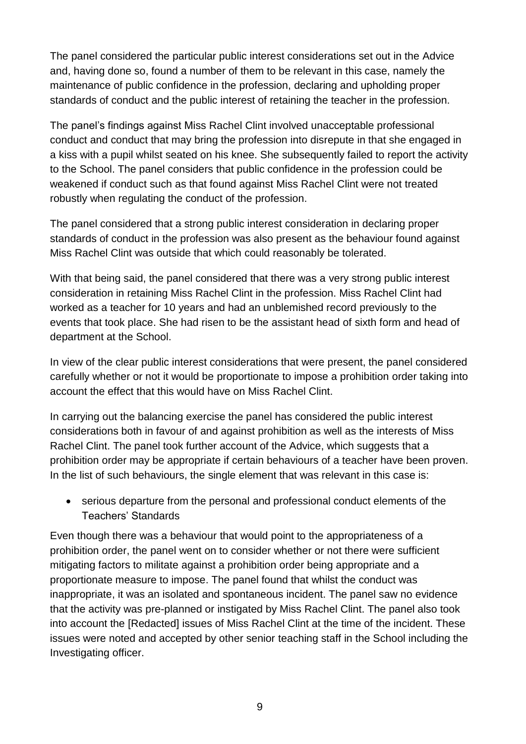The panel considered the particular public interest considerations set out in the Advice and, having done so, found a number of them to be relevant in this case, namely the maintenance of public confidence in the profession, declaring and upholding proper standards of conduct and the public interest of retaining the teacher in the profession.

The panel's findings against Miss Rachel Clint involved unacceptable professional conduct and conduct that may bring the profession into disrepute in that she engaged in a kiss with a pupil whilst seated on his knee. She subsequently failed to report the activity to the School. The panel considers that public confidence in the profession could be weakened if conduct such as that found against Miss Rachel Clint were not treated robustly when regulating the conduct of the profession.

The panel considered that a strong public interest consideration in declaring proper standards of conduct in the profession was also present as the behaviour found against Miss Rachel Clint was outside that which could reasonably be tolerated.

With that being said, the panel considered that there was a very strong public interest consideration in retaining Miss Rachel Clint in the profession. Miss Rachel Clint had worked as a teacher for 10 years and had an unblemished record previously to the events that took place. She had risen to be the assistant head of sixth form and head of department at the School.

In view of the clear public interest considerations that were present, the panel considered carefully whether or not it would be proportionate to impose a prohibition order taking into account the effect that this would have on Miss Rachel Clint.

In carrying out the balancing exercise the panel has considered the public interest considerations both in favour of and against prohibition as well as the interests of Miss Rachel Clint. The panel took further account of the Advice, which suggests that a prohibition order may be appropriate if certain behaviours of a teacher have been proven. In the list of such behaviours, the single element that was relevant in this case is:

- serious departure from the personal and professional conduct elements of the Teachers' Standards

Even though there was a behaviour that would point to the appropriateness of a prohibition order, the panel went on to consider whether or not there were sufficient mitigating factors to militate against a prohibition order being appropriate and a proportionate measure to impose. The panel found that whilst the conduct was inappropriate, it was an isolated and spontaneous incident. The panel saw no evidence that the activity was pre-planned or instigated by Miss Rachel Clint. The panel also took into account the [Redacted] issues of Miss Rachel Clint at the time of the incident. These issues were noted and accepted by other senior teaching staff in the School including the Investigating officer.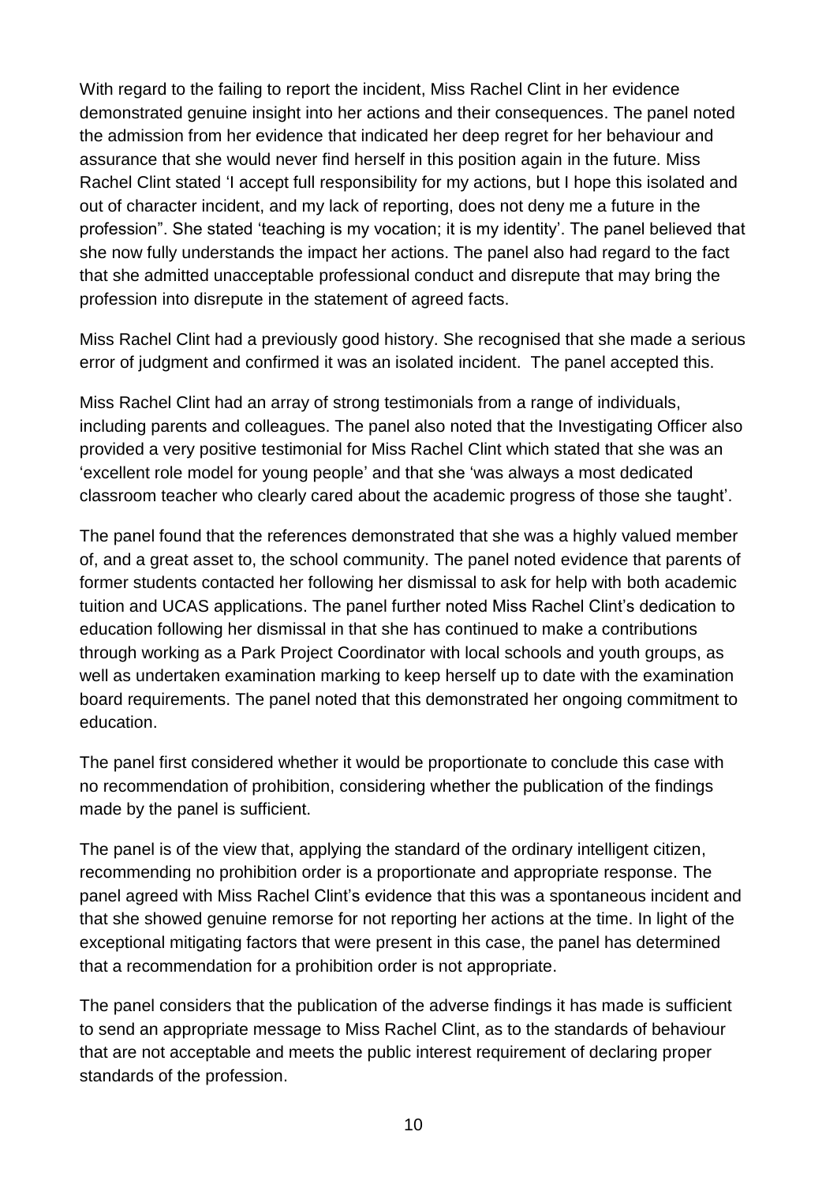With regard to the failing to report the incident, Miss Rachel Clint in her evidence demonstrated genuine insight into her actions and their consequences. The panel noted the admission from her evidence that indicated her deep regret for her behaviour and assurance that she would never find herself in this position again in the future. Miss Rachel Clint stated 'I accept full responsibility for my actions, but I hope this isolated and out of character incident, and my lack of reporting, does not deny me a future in the profession". She stated 'teaching is my vocation; it is my identity'. The panel believed that she now fully understands the impact her actions. The panel also had regard to the fact that she admitted unacceptable professional conduct and disrepute that may bring the profession into disrepute in the statement of agreed facts.

Miss Rachel Clint had a previously good history. She recognised that she made a serious error of judgment and confirmed it was an isolated incident. The panel accepted this.

Miss Rachel Clint had an array of strong testimonials from a range of individuals, including parents and colleagues. The panel also noted that the Investigating Officer also provided a very positive testimonial for Miss Rachel Clint which stated that she was an 'excellent role model for young people' and that she 'was always a most dedicated classroom teacher who clearly cared about the academic progress of those she taught'.

The panel found that the references demonstrated that she was a highly valued member of, and a great asset to, the school community. The panel noted evidence that parents of former students contacted her following her dismissal to ask for help with both academic tuition and UCAS applications. The panel further noted Miss Rachel Clint's dedication to education following her dismissal in that she has continued to make a contributions through working as a Park Project Coordinator with local schools and youth groups, as well as undertaken examination marking to keep herself up to date with the examination board requirements. The panel noted that this demonstrated her ongoing commitment to education.

The panel first considered whether it would be proportionate to conclude this case with no recommendation of prohibition, considering whether the publication of the findings made by the panel is sufficient.

The panel is of the view that, applying the standard of the ordinary intelligent citizen, recommending no prohibition order is a proportionate and appropriate response. The panel agreed with Miss Rachel Clint's evidence that this was a spontaneous incident and that she showed genuine remorse for not reporting her actions at the time. In light of the exceptional mitigating factors that were present in this case, the panel has determined that a recommendation for a prohibition order is not appropriate.

The panel considers that the publication of the adverse findings it has made is sufficient to send an appropriate message to Miss Rachel Clint, as to the standards of behaviour that are not acceptable and meets the public interest requirement of declaring proper standards of the profession.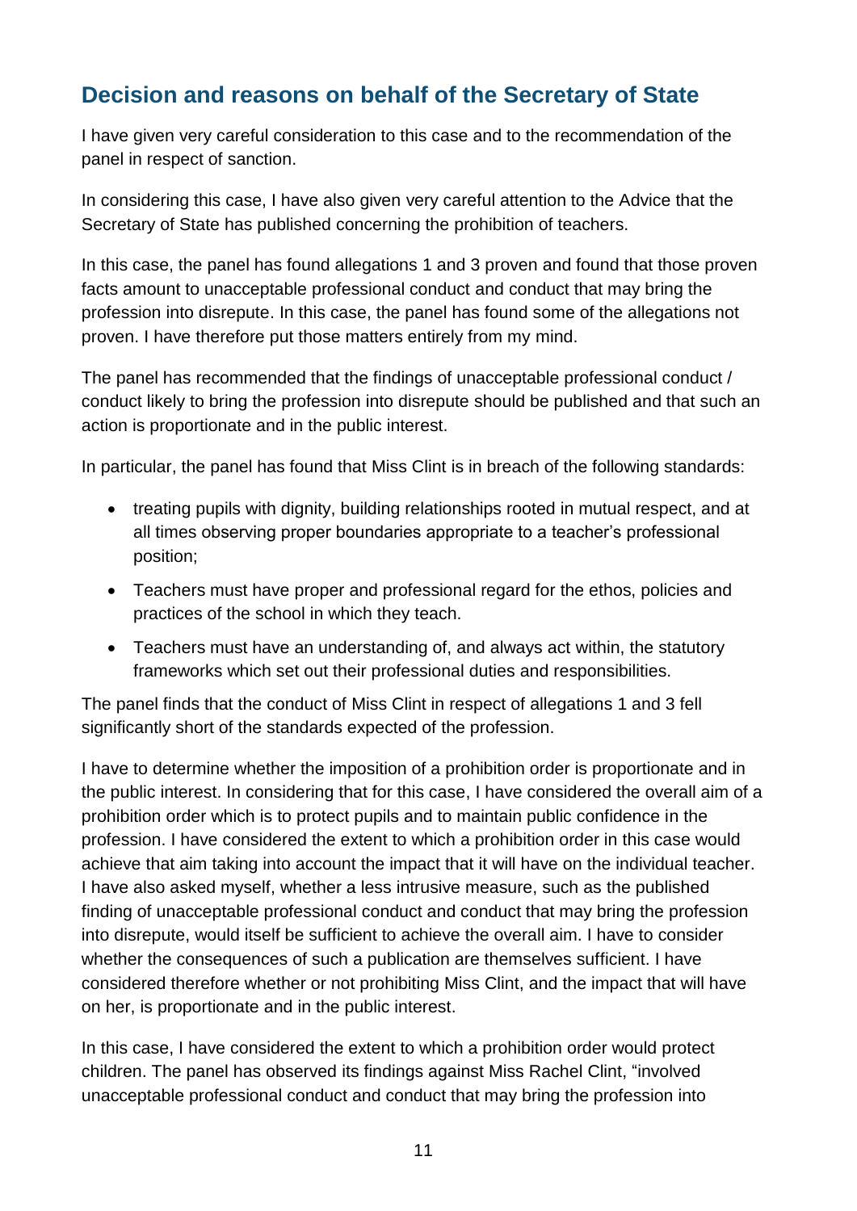## Decision and reasons on behalf of the Secretary of State

I have given very careful consideration to this case and to the recommendation of the panel in respect of sanction.

In considering this case, I have also given very careful attention to the Advice that the Secretary of State has published concerning the prohibition of teachers.

In this case, the panel has found allegations 1 and 3 proven and found that those proven facts amount to unacceptable professional conduct and conduct that may bring the profession into disrepute. In this case, the panel has found some of the allegations not proven. I have therefore put those matters entirely from my mind.

The panel has recommended that the findings of unacceptable professional conduct / conduct likely to bring the profession into disrepute should be published and that such an action is proportionate and in the public interest.

In particular, the panel has found that Miss Clint is in breach of the following standards:

- treating pupils with dignity, building relationships rooted in mutual respect, and at all times observing proper boundaries appropriate to a teacher's professional position;
- Teachers must have proper and professional regard for the ethos, policies and practices of the school in which they teach.
- Teachers must have an understanding of, and always act within, the statutory frameworks which set out their professional duties and responsibilities.

The panel finds that the conduct of Miss Clint in respect of allegations 1 and 3 fell significantly short of the standards expected of the profession.

I have to determine whether the imposition of a prohibition order is proportionate and in the public interest. In considering that for this case, I have considered the overall aim of a prohibition order which is to protect pupils and to maintain public confidence in the profession. I have considered the extent to which a prohibition order in this case would achieve that aim taking into account the impact that it will have on the individual teacher. I have also asked myself, whether a less intrusive measure, such as the published finding of unacceptable professional conduct and conduct that may bring the profession into disrepute, would itself be sufficient to achieve the overall aim. I have to consider whether the consequences of such a publication are themselves sufficient. I have considered therefore whether or not prohibiting Miss Clint, and the impact that will have on her, is proportionate and in the public interest.

In this case, I have considered the extent to which a prohibition order would protect children. The panel has observed its findings against Miss Rachel Clint, "involved unacceptable professional conduct and conduct that may bring the profession into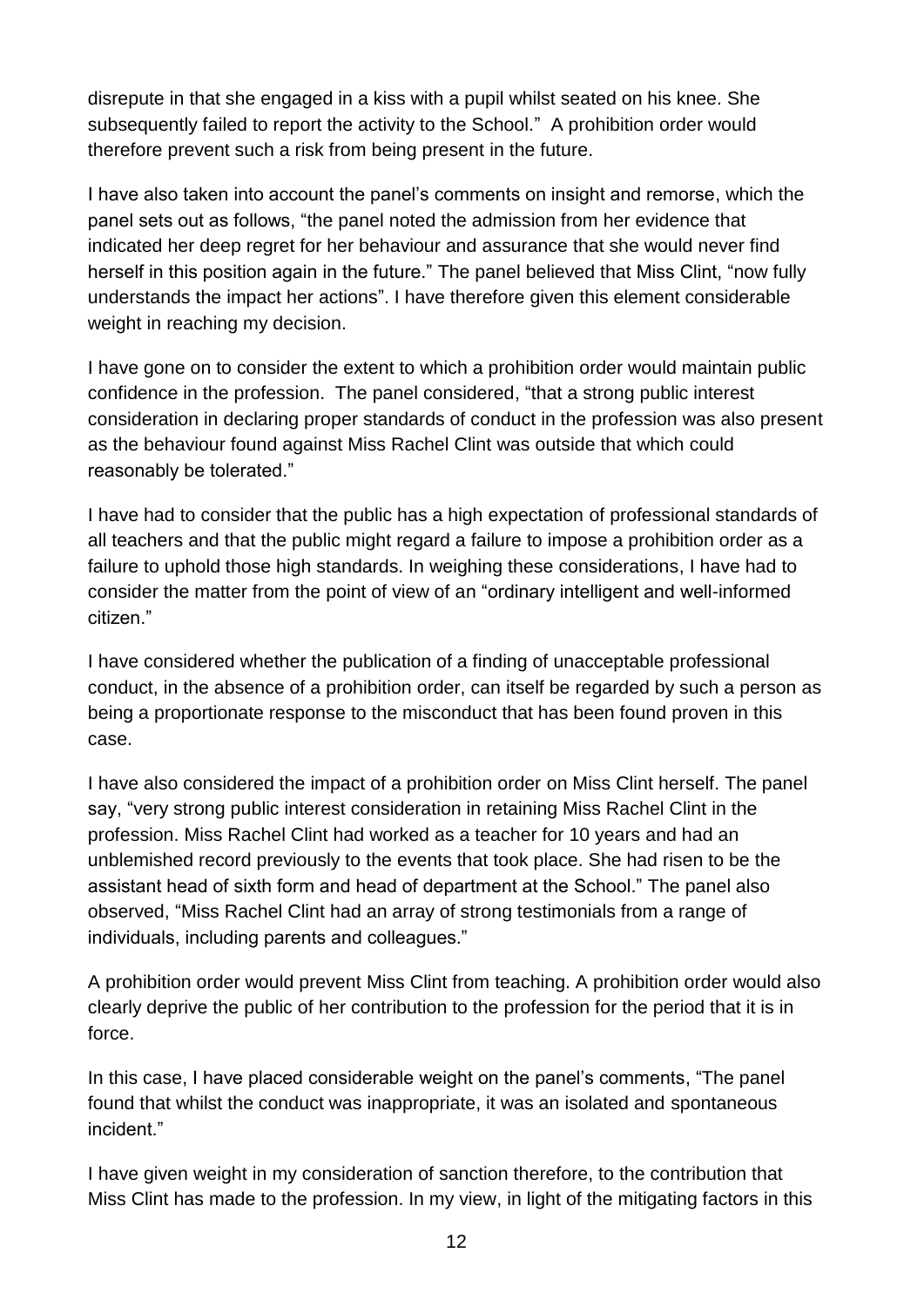disrepute in that she engaged in a kiss with a pupil whilst seated on his knee. She subsequently failed to report the activity to the School." A prohibition order would therefore prevent such a risk from being present in the future.

I have also taken into account the panel's comments on insight and remorse, which the panel sets out as follows, "the panel noted the admission from her evidence that indicated her deep regret for her behaviour and assurance that she would never find herself in this position again in the future." The panel believed that Miss Clint, "now fully understands the impact her actions". I have therefore given this element considerable weight in reaching my decision.

I have gone on to consider the extent to which a prohibition order would maintain public confidence in the profession. The panel considered, "that a strong public interest consideration in declaring proper standards of conduct in the profession was also present as the behaviour found against Miss Rachel Clint was outside that which could reasonably be tolerated."

I have had to consider that the public has a high expectation of professional standards of all teachers and that the public might regard a failure to impose a prohibition order as a failure to uphold those high standards. In weighing these considerations, I have had to consider the matter from the point of view of an "ordinary intelligent and well-informed citizen."

I have considered whether the publication of a finding of unacceptable professional conduct, in the absence of a prohibition order, can itself be regarded by such a person as being a proportionate response to the misconduct that has been found proven in this case.

I have also considered the impact of a prohibition order on Miss Clint herself. The panel say, "very strong public interest consideration in retaining Miss Rachel Clint in the profession. Miss Rachel Clint had worked as a teacher for 10 years and had an unblemished record previously to the events that took place. She had risen to be the assistant head of sixth form and head of department at the School." The panel also observed, "Miss Rachel Clint had an array of strong testimonials from a range of individuals, including parents and colleagues."

A prohibition order would prevent Miss Clint from teaching. A prohibition order would also clearly deprive the public of her contribution to the profession for the period that it is in force.

In this case, I have placed considerable weight on the panel's comments, "The panel found that whilst the conduct was inappropriate, it was an isolated and spontaneous incident."

I have given weight in my consideration of sanction therefore, to the contribution that Miss Clint has made to the profession. In my view, in light of the mitigating factors in this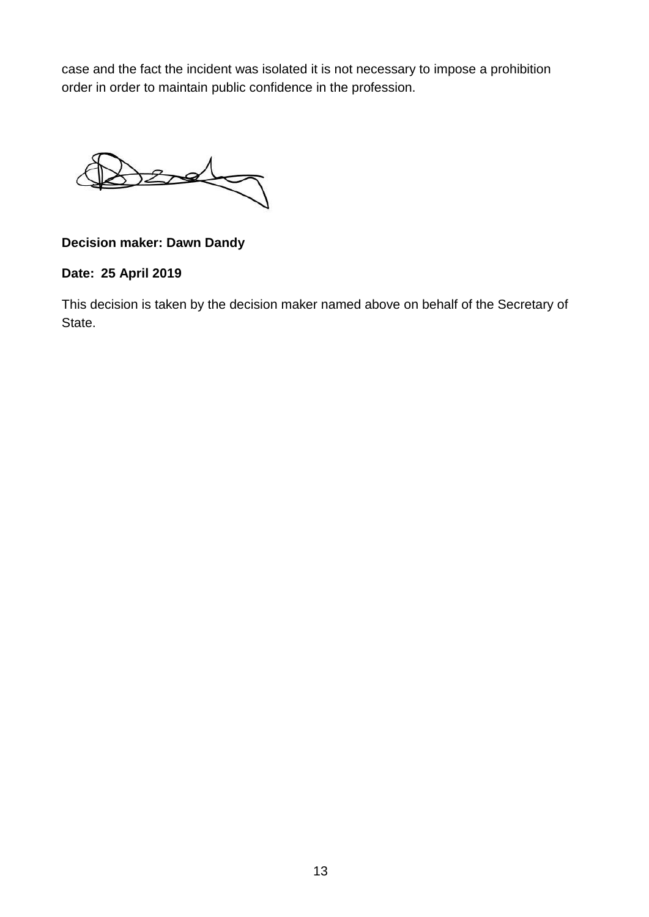case and the fact the incident was isolated it is not necessary to impose a prohibition order in order to maintain public confidence in the profession.

**Decision maker: Dawn Dandy**

**Date: 25 April 2019**

This decision is taken by the decision maker named above on behalf of the Secretary of State.